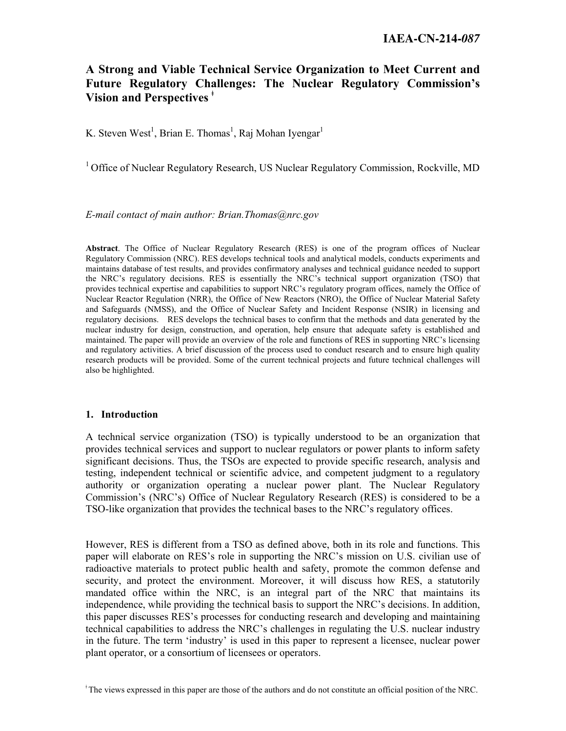**IAEA-CN-214-*087***

# A Strong and Viable Technical Service Organization to Meet Current and Future Regulatory Challenges: The Nuclear Regulatory Commission's Vision and Perspectives ǂ

K. Steven West[1], Brian E. Thomas[1], Raj Mohan Iyengar[1]

[1] Office of Nuclear Regulatory Research, US Nuclear Regulatory Commission, Rockville, MD

*E-mail contact of main author: Brian.Thomas@nrc.gov*

**Abstract**. The Office of Nuclear Regulatory Research (RES) is one of the program offices of Nuclear Regulatory Commission (NRC). RES develops technical tools and analytical models, conducts experiments and maintains database of test results, and provides confirmatory analyses and technical guidance needed to support the NRC's regulatory decisions. RES is essentially the NRC's technical support organization (TSO) that provides technical expertise and capabilities to support NRC's regulatory program offices, namely the Office of Nuclear Reactor Regulation (NRR), the Office of New Reactors (NRO), the Office of Nuclear Material Safety and Safeguards (NMSS), and the Office of Nuclear Safety and Incident Response (NSIR) in licensing and regulatory decisions. RES develops the technical bases to confirm that the methods and data generated by the nuclear industry for design, construction, and operation, help ensure that adequate safety is established and maintained. The paper will provide an overview of the role and functions of RES in supporting NRC's licensing and regulatory activities. A brief discussion of the process used to conduct research and to ensure high quality research products will be provided. Some of the current technical projects and future technical challenges will also be highlighted.

## 1. Introduction

A technical service organization (TSO) is typically understood to be an organization that provides technical services and support to nuclear regulators or power plants to inform safety significant decisions. Thus, the TSOs are expected to provide specific research, analysis and testing, independent technical or scientific advice, and competent judgment to a regulatory authority or organization operating a nuclear power plant. The Nuclear Regulatory Commission's (NRC's) Office of Nuclear Regulatory Research (RES) is considered to be a TSO-like organization that provides the technical bases to the NRC's regulatory offices.

However, RES is different from a TSO as defined above, both in its role and functions. This paper will elaborate on RES's role in supporting the NRC's mission on U.S. civilian use of radioactive materials to protect public health and safety, promote the common defense and security, and protect the environment. Moreover, it will discuss how RES, a statutorily mandated office within the NRC, is an integral part of the NRC that maintains its independence, while providing the technical basis to support the NRC's decisions. In addition, this paper discusses RES's processes for conducting research and developing and maintaining technical capabilities to address the NRC's challenges in regulating the U.S. nuclear industry in the future. The term 'industry' is used in this paper to represent a licensee, nuclear power plant operator, or a consortium of licensees or operators.

ǂ The views expressed in this paper are those of the authors and do not constitute an official position of the NRC.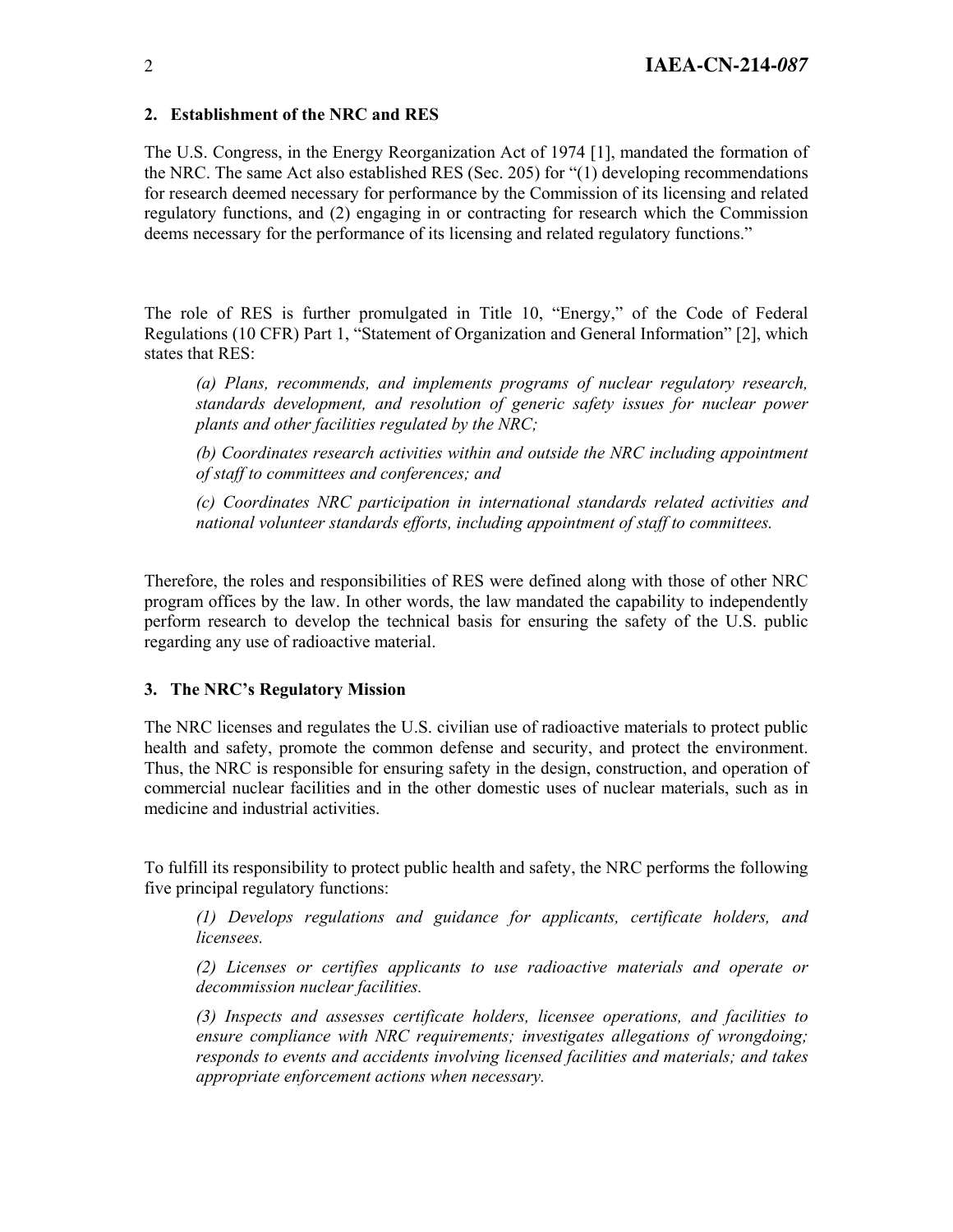## 2. Establishment of the NRC and RES

The U.S. Congress, in the Energy Reorganization Act of 1974 [1], mandated the formation of the NRC. The same Act also established RES (Sec. 205) for "(1) developing recommendations for research deemed necessary for performance by the Commission of its licensing and related regulatory functions, and (2) engaging in or contracting for research which the Commission deems necessary for the performance of its licensing and related regulatory functions."

The role of RES is further promulgated in Title 10, "Energy," of the Code of Federal Regulations (10 CFR) Part 1, "Statement of Organization and General Information" [2], which states that RES:

> *(a) Plans, recommends, and implements programs of nuclear regulatory research, standards development, and resolution of generic safety issues for nuclear power plants and other facilities regulated by the NRC;*
>
> *(b) Coordinates research activities within and outside the NRC including appointment of staff to committees and conferences; and*
>
> *(c) Coordinates NRC participation in international standards related activities and national volunteer standards efforts, including appointment of staff to committees.*

Therefore, the roles and responsibilities of RES were defined along with those of other NRC program offices by the law. In other words, the law mandated the capability to independently perform research to develop the technical basis for ensuring the safety of the U.S. public regarding any use of radioactive material.

## 3. The NRC's Regulatory Mission

The NRC licenses and regulates the U.S. civilian use of radioactive materials to protect public health and safety, promote the common defense and security, and protect the environment. Thus, the NRC is responsible for ensuring safety in the design, construction, and operation of commercial nuclear facilities and in the other domestic uses of nuclear materials, such as in medicine and industrial activities.

To fulfill its responsibility to protect public health and safety, the NRC performs the following five principal regulatory functions:

> *(1) Develops regulations and guidance for applicants, certificate holders, and licensees.*
>
> *(2) Licenses or certifies applicants to use radioactive materials and operate or decommission nuclear facilities.*
>
> *(3) Inspects and assesses certificate holders, licensee operations, and facilities to ensure compliance with NRC requirements; investigates allegations of wrongdoing; responds to events and accidents involving licensed facilities and materials; and takes appropriate enforcement actions when necessary.*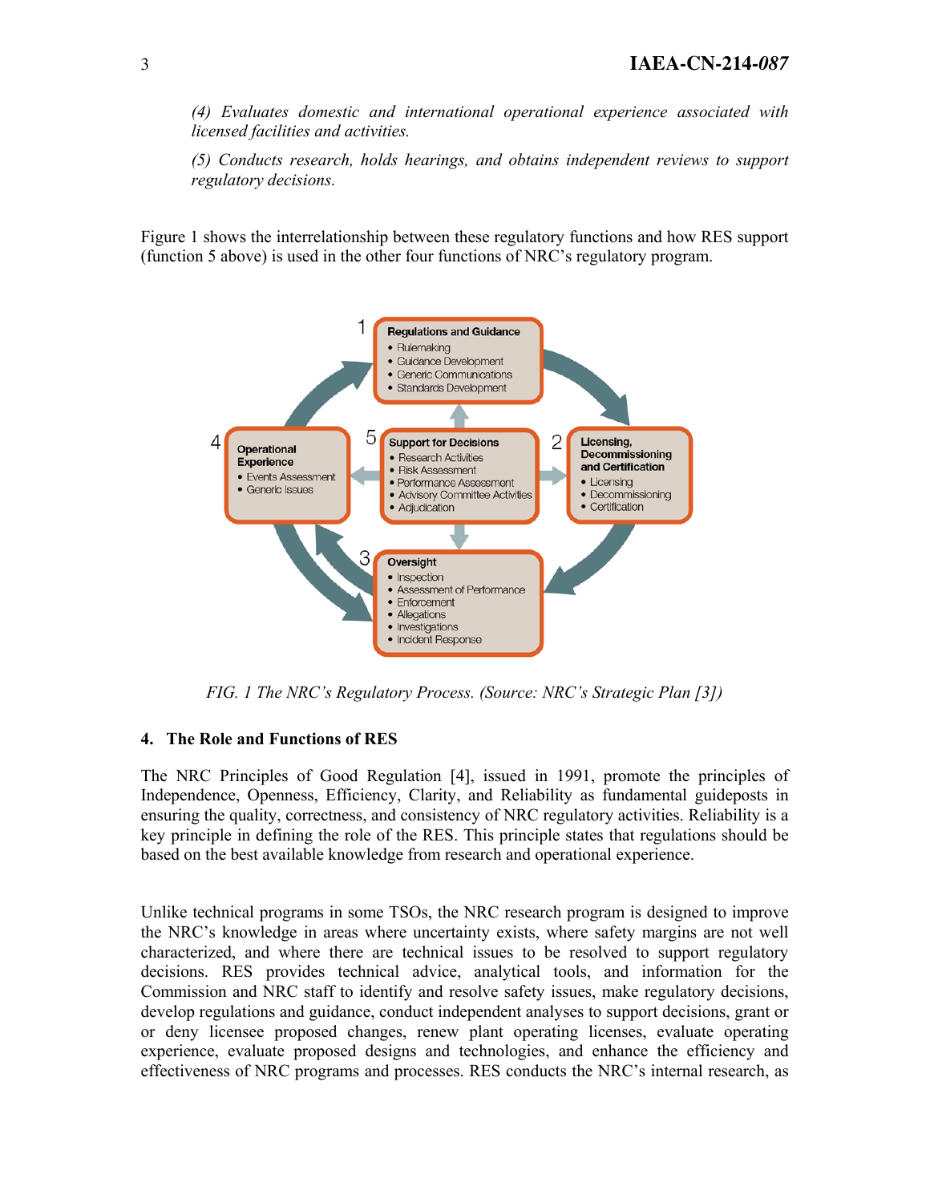*(4) Evaluates domestic and international operational experience associated with licensed facilities and activities.*

*(5) Conducts research, holds hearings, and obtains independent reviews to support regulatory decisions.*

Figure 1 shows the interrelationship between these regulatory functions and how RES support (function 5 above) is used in the other four functions of NRC's regulatory program.

1 Regulations and Guidance
- Rulemaking
- Guidance Development
- Generic Communications
- Standards Development

2 Licensing, Decommissioning and Certification
- Licensing
- Decommissioning
- Certification

3 Oversight
- Inspection
- Assessment of Performance
- Enforcement
- Allegations
- Investigations
- Incident Response

4 Operational Experience
- Events Assessment
- Generic Issues

5 Support for Decisions
- Research Activities
- Risk Assessment
- Performance Assessment
- Advisory Committee Activities
- Adjudication

*FIG. 1 The NRC's Regulatory Process. (Source: NRC's Strategic Plan [3])*

## 4. The Role and Functions of RES

The NRC Principles of Good Regulation [4], issued in 1991, promote the principles of Independence, Openness, Efficiency, Clarity, and Reliability as fundamental guideposts in ensuring the quality, correctness, and consistency of NRC regulatory activities. Reliability is a key principle in defining the role of the RES. This principle states that regulations should be based on the best available knowledge from research and operational experience.

Unlike technical programs in some TSOs, the NRC research program is designed to improve the NRC's knowledge in areas where uncertainty exists, where safety margins are not well characterized, and where there are technical issues to be resolved to support regulatory decisions. RES provides technical advice, analytical tools, and information for the Commission and NRC staff to identify and resolve safety issues, make regulatory decisions, develop regulations and guidance, conduct independent analyses to support decisions, grant or or deny licensee proposed changes, renew plant operating licenses, evaluate operating experience, evaluate proposed designs and technologies, and enhance the efficiency and effectiveness of NRC programs and processes. RES conducts the NRC's internal research, as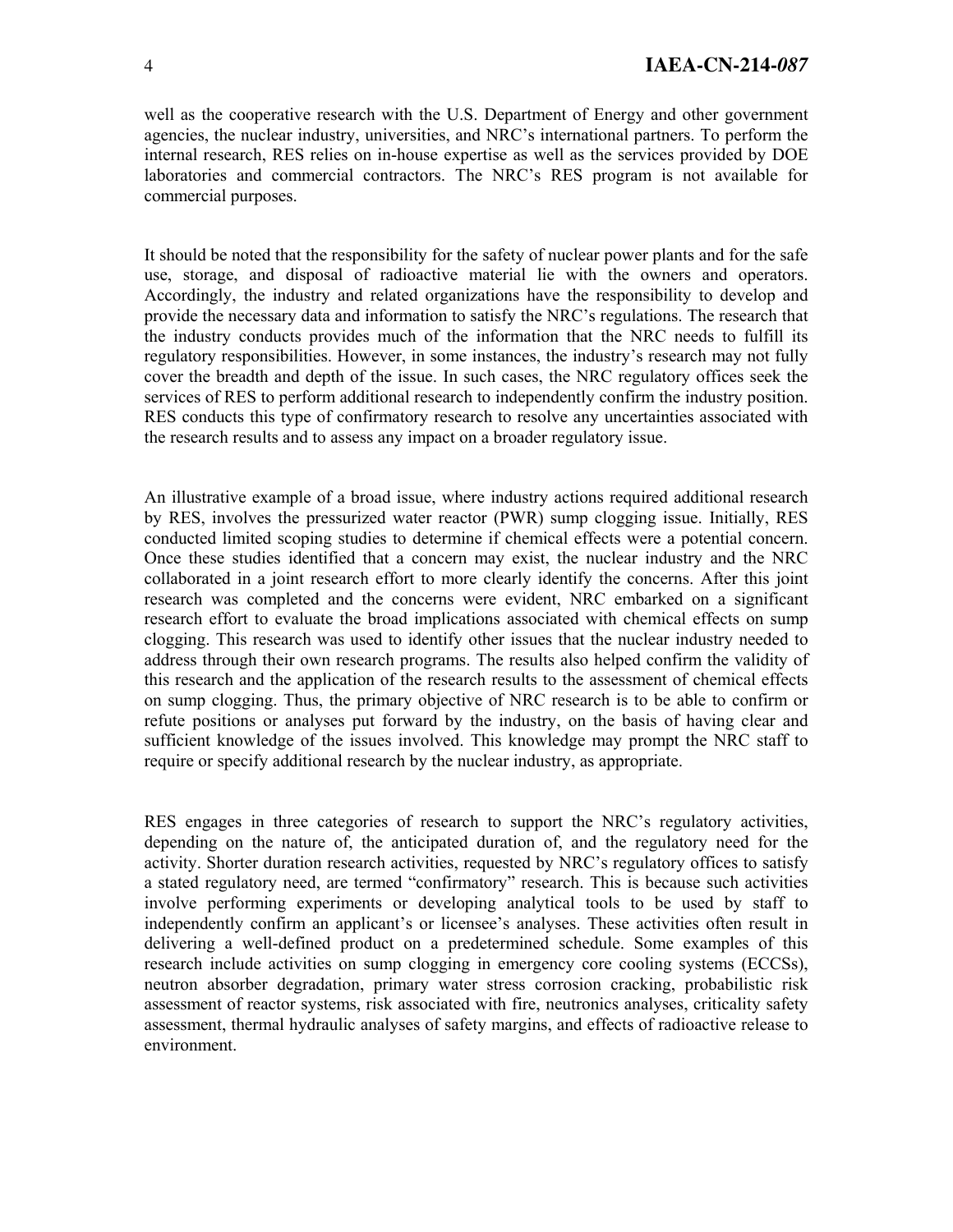well as the cooperative research with the U.S. Department of Energy and other government agencies, the nuclear industry, universities, and NRC's international partners. To perform the internal research, RES relies on in-house expertise as well as the services provided by DOE laboratories and commercial contractors. The NRC's RES program is not available for commercial purposes.

It should be noted that the responsibility for the safety of nuclear power plants and for the safe use, storage, and disposal of radioactive material lie with the owners and operators. Accordingly, the industry and related organizations have the responsibility to develop and provide the necessary data and information to satisfy the NRC's regulations. The research that the industry conducts provides much of the information that the NRC needs to fulfill its regulatory responsibilities. However, in some instances, the industry's research may not fully cover the breadth and depth of the issue. In such cases, the NRC regulatory offices seek the services of RES to perform additional research to independently confirm the industry position. RES conducts this type of confirmatory research to resolve any uncertainties associated with the research results and to assess any impact on a broader regulatory issue.

An illustrative example of a broad issue, where industry actions required additional research by RES, involves the pressurized water reactor (PWR) sump clogging issue. Initially, RES conducted limited scoping studies to determine if chemical effects were a potential concern. Once these studies identified that a concern may exist, the nuclear industry and the NRC collaborated in a joint research effort to more clearly identify the concerns. After this joint research was completed and the concerns were evident, NRC embarked on a significant research effort to evaluate the broad implications associated with chemical effects on sump clogging. This research was used to identify other issues that the nuclear industry needed to address through their own research programs. The results also helped confirm the validity of this research and the application of the research results to the assessment of chemical effects on sump clogging. Thus, the primary objective of NRC research is to be able to confirm or refute positions or analyses put forward by the industry, on the basis of having clear and sufficient knowledge of the issues involved. This knowledge may prompt the NRC staff to require or specify additional research by the nuclear industry, as appropriate.

RES engages in three categories of research to support the NRC's regulatory activities, depending on the nature of, the anticipated duration of, and the regulatory need for the activity. Shorter duration research activities, requested by NRC's regulatory offices to satisfy a stated regulatory need, are termed "confirmatory" research. This is because such activities involve performing experiments or developing analytical tools to be used by staff to independently confirm an applicant's or licensee's analyses. These activities often result in delivering a well-defined product on a predetermined schedule. Some examples of this research include activities on sump clogging in emergency core cooling systems (ECCSs), neutron absorber degradation, primary water stress corrosion cracking, probabilistic risk assessment of reactor systems, risk associated with fire, neutronics analyses, criticality safety assessment, thermal hydraulic analyses of safety margins, and effects of radioactive release to environment.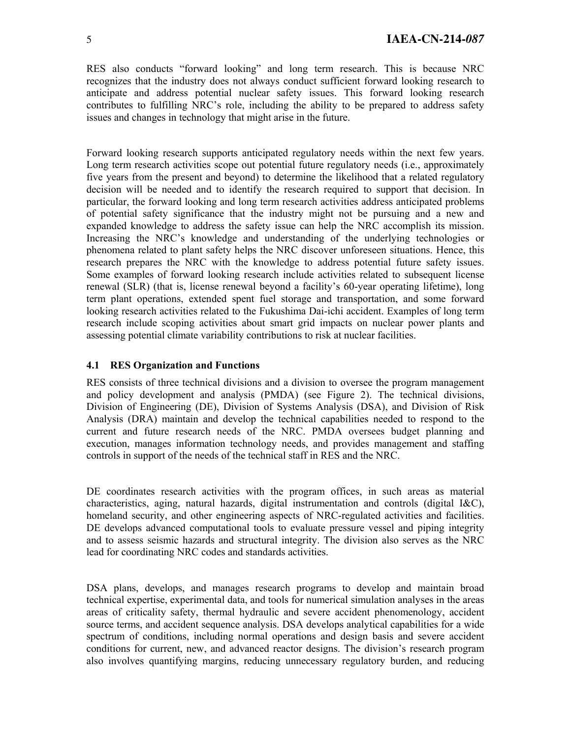RES also conducts "forward looking" and long term research. This is because NRC recognizes that the industry does not always conduct sufficient forward looking research to anticipate and address potential nuclear safety issues. This forward looking research contributes to fulfilling NRC's role, including the ability to be prepared to address safety issues and changes in technology that might arise in the future.

Forward looking research supports anticipated regulatory needs within the next few years. Long term research activities scope out potential future regulatory needs (i.e., approximately five years from the present and beyond) to determine the likelihood that a related regulatory decision will be needed and to identify the research required to support that decision. In particular, the forward looking and long term research activities address anticipated problems of potential safety significance that the industry might not be pursuing and a new and expanded knowledge to address the safety issue can help the NRC accomplish its mission. Increasing the NRC's knowledge and understanding of the underlying technologies or phenomena related to plant safety helps the NRC discover unforeseen situations. Hence, this research prepares the NRC with the knowledge to address potential future safety issues. Some examples of forward looking research include activities related to subsequent license renewal (SLR) (that is, license renewal beyond a facility's 60-year operating lifetime), long term plant operations, extended spent fuel storage and transportation, and some forward looking research activities related to the Fukushima Dai-ichi accident. Examples of long term research include scoping activities about smart grid impacts on nuclear power plants and assessing potential climate variability contributions to risk at nuclear facilities.

### 4.1 RES Organization and Functions

RES consists of three technical divisions and a division to oversee the program management and policy development and analysis (PMDA) (see Figure 2). The technical divisions, Division of Engineering (DE), Division of Systems Analysis (DSA), and Division of Risk Analysis (DRA) maintain and develop the technical capabilities needed to respond to the current and future research needs of the NRC. PMDA oversees budget planning and execution, manages information technology needs, and provides management and staffing controls in support of the needs of the technical staff in RES and the NRC.

DE coordinates research activities with the program offices, in such areas as material characteristics, aging, natural hazards, digital instrumentation and controls (digital I&C), homeland security, and other engineering aspects of NRC-regulated activities and facilities. DE develops advanced computational tools to evaluate pressure vessel and piping integrity and to assess seismic hazards and structural integrity. The division also serves as the NRC lead for coordinating NRC codes and standards activities.

DSA plans, develops, and manages research programs to develop and maintain broad technical expertise, experimental data, and tools for numerical simulation analyses in the areas areas of criticality safety, thermal hydraulic and severe accident phenomenology, accident source terms, and accident sequence analysis. DSA develops analytical capabilities for a wide spectrum of conditions, including normal operations and design basis and severe accident conditions for current, new, and advanced reactor designs. The division's research program also involves quantifying margins, reducing unnecessary regulatory burden, and reducing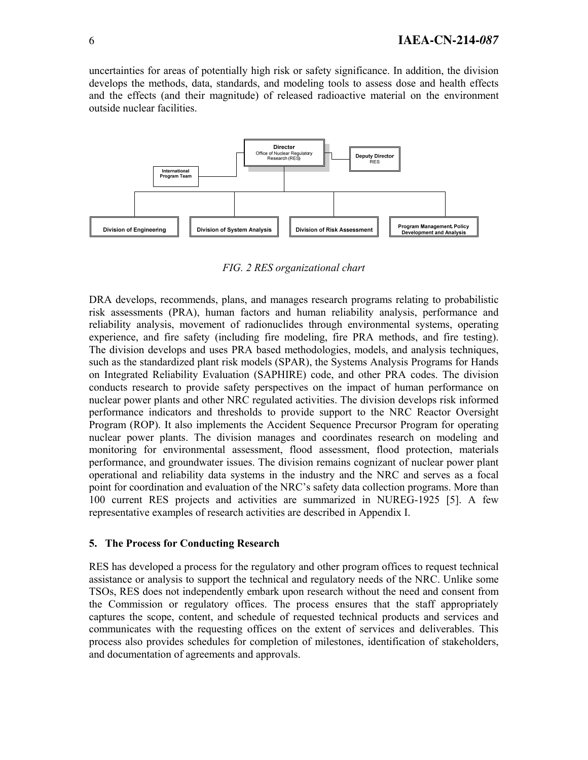uncertainties for areas of potentially high risk or safety significance. In addition, the division develops the methods, data, standards, and modeling tools to assess dose and health effects and the effects (and their magnitude) of released radioactive material on the environment outside nuclear facilities.

Director
Office of Nuclear Regulatory Research (RES)

Deputy Director
RES

International Program Team

Division of Engineering

Division of System Analysis

Division of Risk Assessment

Program Management, Policy Development and Analysis

*FIG. 2 RES organizational chart*

DRA develops, recommends, plans, and manages research programs relating to probabilistic risk assessments (PRA), human factors and human reliability analysis, performance and reliability analysis, movement of radionuclides through environmental systems, operating experience, and fire safety (including fire modeling, fire PRA methods, and fire testing). The division develops and uses PRA based methodologies, models, and analysis techniques, such as the standardized plant risk models (SPAR), the Systems Analysis Programs for Hands on Integrated Reliability Evaluation (SAPHIRE) code, and other PRA codes. The division conducts research to provide safety perspectives on the impact of human performance on nuclear power plants and other NRC regulated activities. The division develops risk informed performance indicators and thresholds to provide support to the NRC Reactor Oversight Program (ROP). It also implements the Accident Sequence Precursor Program for operating nuclear power plants. The division manages and coordinates research on modeling and monitoring for environmental assessment, flood assessment, flood protection, materials performance, and groundwater issues. The division remains cognizant of nuclear power plant operational and reliability data systems in the industry and the NRC and serves as a focal point for coordination and evaluation of the NRC's safety data collection programs. More than 100 current RES projects and activities are summarized in NUREG-1925 [5]. A few representative examples of research activities are described in Appendix I.

## 5. The Process for Conducting Research

RES has developed a process for the regulatory and other program offices to request technical assistance or analysis to support the technical and regulatory needs of the NRC. Unlike some TSOs, RES does not independently embark upon research without the need and consent from the Commission or regulatory offices. The process ensures that the staff appropriately captures the scope, content, and schedule of requested technical products and services and communicates with the requesting offices on the extent of services and deliverables. This process also provides schedules for completion of milestones, identification of stakeholders, and documentation of agreements and approvals.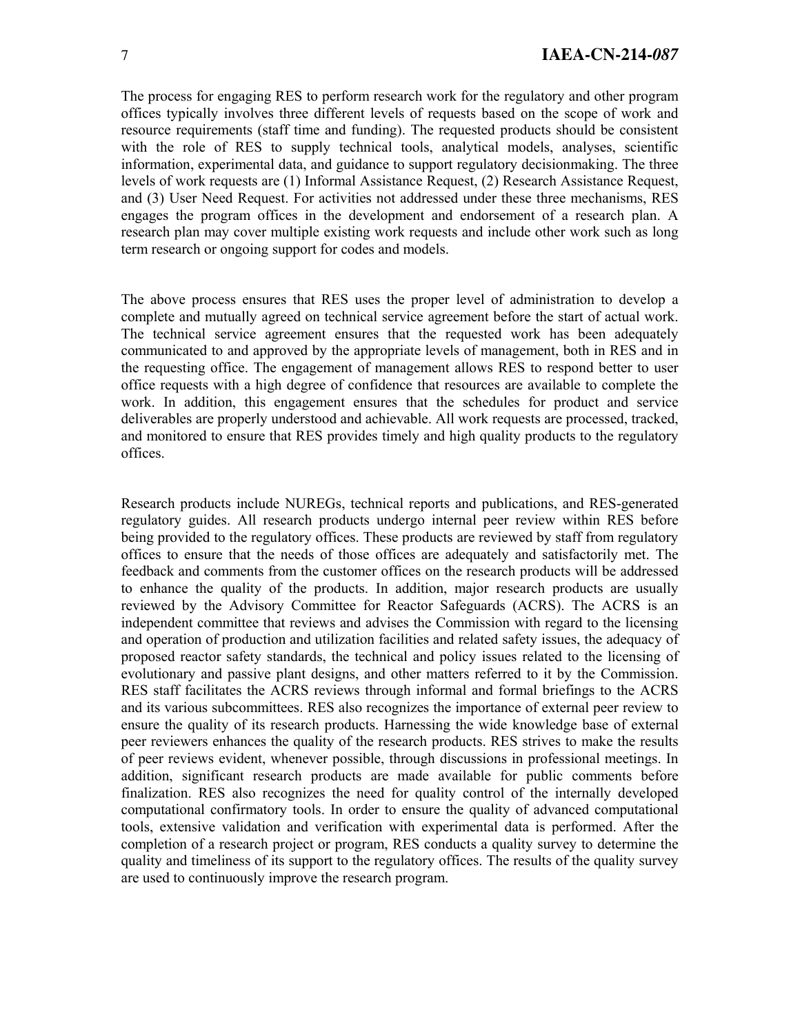The process for engaging RES to perform research work for the regulatory and other program offices typically involves three different levels of requests based on the scope of work and resource requirements (staff time and funding). The requested products should be consistent with the role of RES to supply technical tools, analytical models, analyses, scientific information, experimental data, and guidance to support regulatory decisionmaking. The three levels of work requests are (1) Informal Assistance Request, (2) Research Assistance Request, and (3) User Need Request. For activities not addressed under these three mechanisms, RES engages the program offices in the development and endorsement of a research plan. A research plan may cover multiple existing work requests and include other work such as long term research or ongoing support for codes and models.

The above process ensures that RES uses the proper level of administration to develop a complete and mutually agreed on technical service agreement before the start of actual work. The technical service agreement ensures that the requested work has been adequately communicated to and approved by the appropriate levels of management, both in RES and in the requesting office. The engagement of management allows RES to respond better to user office requests with a high degree of confidence that resources are available to complete the work. In addition, this engagement ensures that the schedules for product and service deliverables are properly understood and achievable. All work requests are processed, tracked, and monitored to ensure that RES provides timely and high quality products to the regulatory offices.

Research products include NUREGs, technical reports and publications, and RES-generated regulatory guides. All research products undergo internal peer review within RES before being provided to the regulatory offices. These products are reviewed by staff from regulatory offices to ensure that the needs of those offices are adequately and satisfactorily met. The feedback and comments from the customer offices on the research products will be addressed to enhance the quality of the products. In addition, major research products are usually reviewed by the Advisory Committee for Reactor Safeguards (ACRS). The ACRS is an independent committee that reviews and advises the Commission with regard to the licensing and operation of production and utilization facilities and related safety issues, the adequacy of proposed reactor safety standards, the technical and policy issues related to the licensing of evolutionary and passive plant designs, and other matters referred to it by the Commission. RES staff facilitates the ACRS reviews through informal and formal briefings to the ACRS and its various subcommittees. RES also recognizes the importance of external peer review to ensure the quality of its research products. Harnessing the wide knowledge base of external peer reviewers enhances the quality of the research products. RES strives to make the results of peer reviews evident, whenever possible, through discussions in professional meetings. In addition, significant research products are made available for public comments before finalization. RES also recognizes the need for quality control of the internally developed computational confirmatory tools. In order to ensure the quality of advanced computational tools, extensive validation and verification with experimental data is performed. After the completion of a research project or program, RES conducts a quality survey to determine the quality and timeliness of its support to the regulatory offices. The results of the quality survey are used to continuously improve the research program.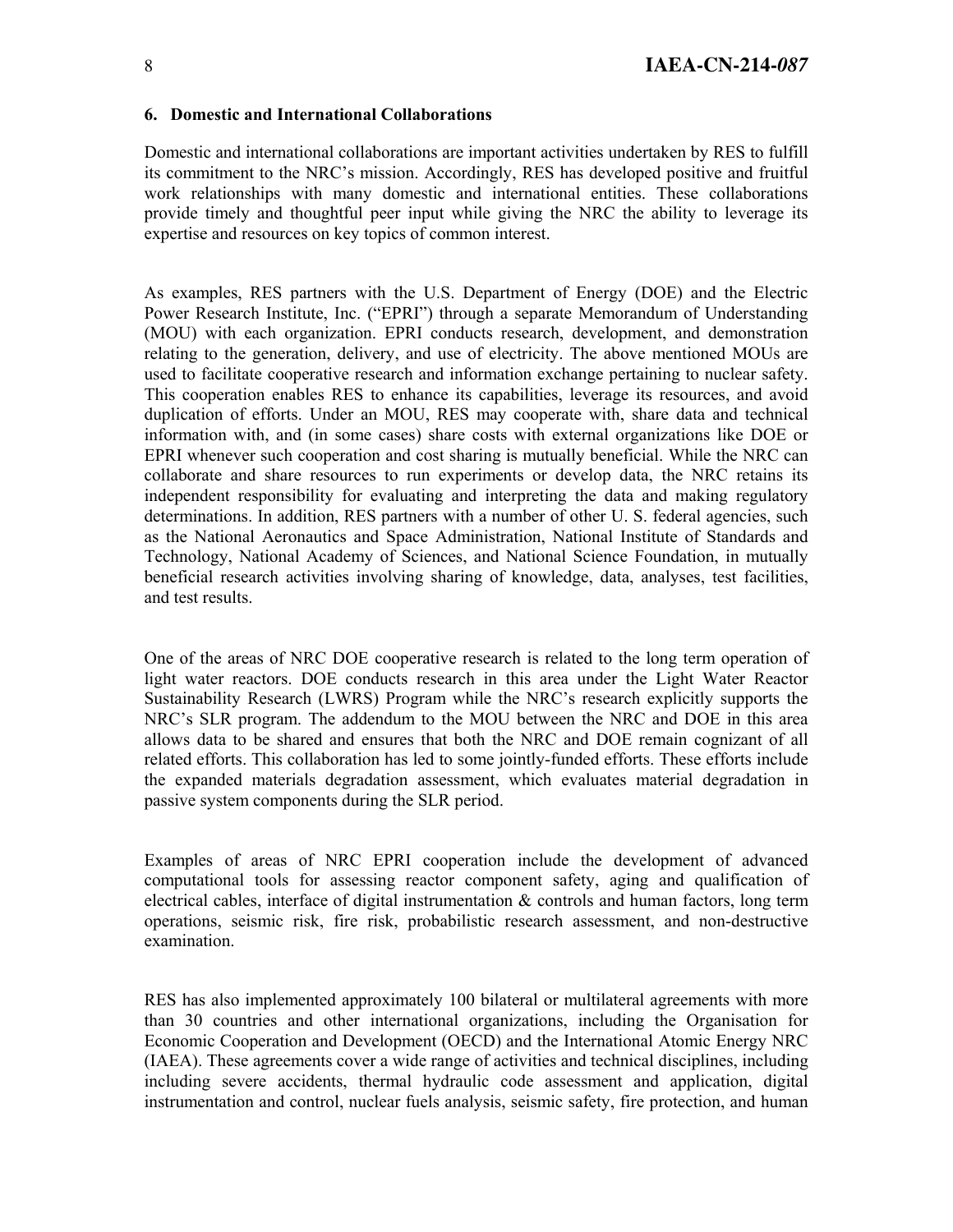## 6. Domestic and International Collaborations

Domestic and international collaborations are important activities undertaken by RES to fulfill its commitment to the NRC's mission. Accordingly, RES has developed positive and fruitful work relationships with many domestic and international entities. These collaborations provide timely and thoughtful peer input while giving the NRC the ability to leverage its expertise and resources on key topics of common interest.

As examples, RES partners with the U.S. Department of Energy (DOE) and the Electric Power Research Institute, Inc. ("EPRI") through a separate Memorandum of Understanding (MOU) with each organization. EPRI conducts research, development, and demonstration relating to the generation, delivery, and use of electricity. The above mentioned MOUs are used to facilitate cooperative research and information exchange pertaining to nuclear safety. This cooperation enables RES to enhance its capabilities, leverage its resources, and avoid duplication of efforts. Under an MOU, RES may cooperate with, share data and technical information with, and (in some cases) share costs with external organizations like DOE or EPRI whenever such cooperation and cost sharing is mutually beneficial. While the NRC can collaborate and share resources to run experiments or develop data, the NRC retains its independent responsibility for evaluating and interpreting the data and making regulatory determinations. In addition, RES partners with a number of other U. S. federal agencies, such as the National Aeronautics and Space Administration, National Institute of Standards and Technology, National Academy of Sciences, and National Science Foundation, in mutually beneficial research activities involving sharing of knowledge, data, analyses, test facilities, and test results.

One of the areas of NRC DOE cooperative research is related to the long term operation of light water reactors. DOE conducts research in this area under the Light Water Reactor Sustainability Research (LWRS) Program while the NRC's research explicitly supports the NRC's SLR program. The addendum to the MOU between the NRC and DOE in this area allows data to be shared and ensures that both the NRC and DOE remain cognizant of all related efforts. This collaboration has led to some jointly-funded efforts. These efforts include the expanded materials degradation assessment, which evaluates material degradation in passive system components during the SLR period.

Examples of areas of NRC EPRI cooperation include the development of advanced computational tools for assessing reactor component safety, aging and qualification of electrical cables, interface of digital instrumentation & controls and human factors, long term operations, seismic risk, fire risk, probabilistic research assessment, and non-destructive examination.

RES has also implemented approximately 100 bilateral or multilateral agreements with more than 30 countries and other international organizations, including the Organisation for Economic Cooperation and Development (OECD) and the International Atomic Energy NRC (IAEA). These agreements cover a wide range of activities and technical disciplines, including including severe accidents, thermal hydraulic code assessment and application, digital instrumentation and control, nuclear fuels analysis, seismic safety, fire protection, and human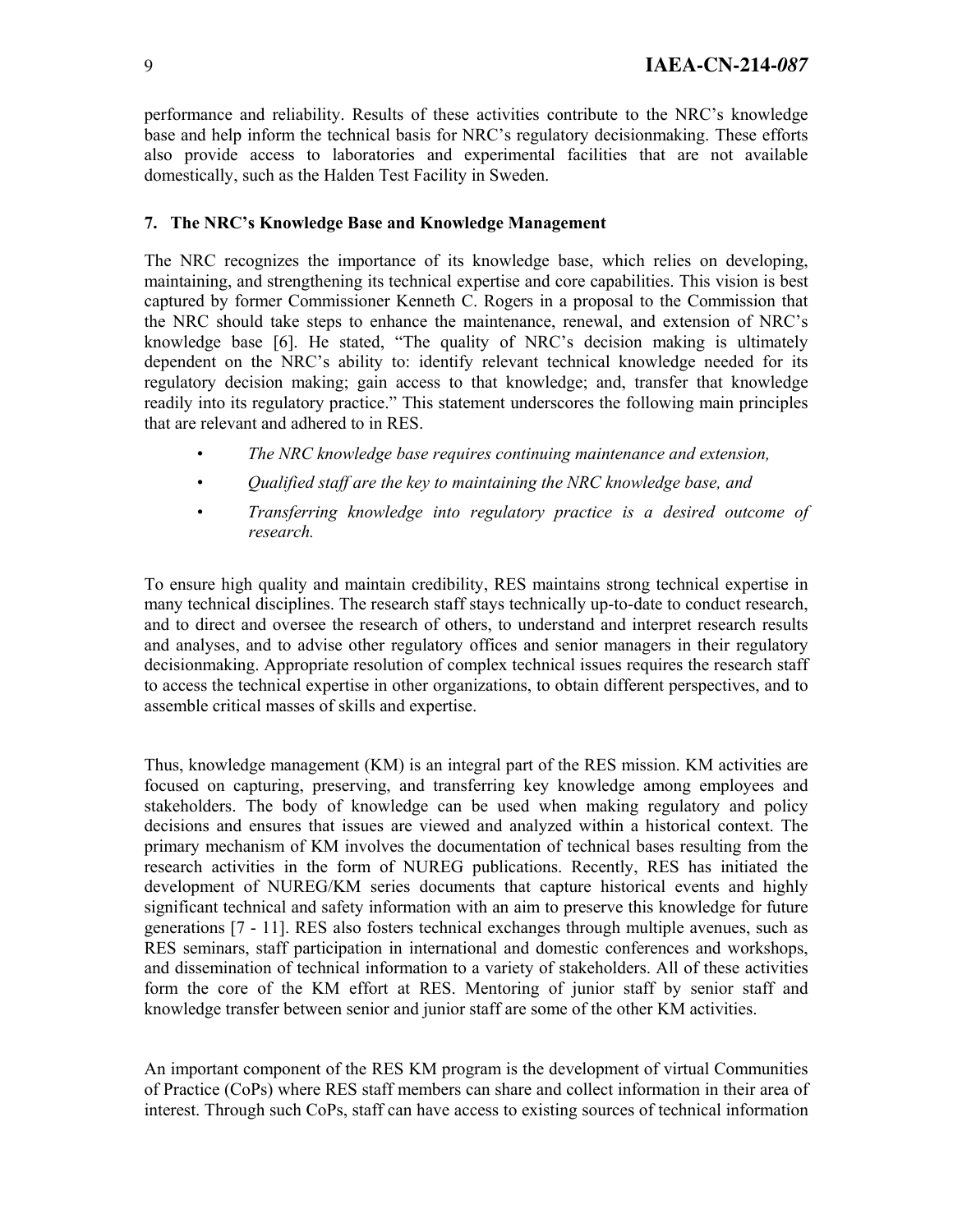performance and reliability. Results of these activities contribute to the NRC's knowledge base and help inform the technical basis for NRC's regulatory decisionmaking. These efforts also provide access to laboratories and experimental facilities that are not available domestically, such as the Halden Test Facility in Sweden.

## 7. The NRC's Knowledge Base and Knowledge Management

The NRC recognizes the importance of its knowledge base, which relies on developing, maintaining, and strengthening its technical expertise and core capabilities. This vision is best captured by former Commissioner Kenneth C. Rogers in a proposal to the Commission that the NRC should take steps to enhance the maintenance, renewal, and extension of NRC's knowledge base [6]. He stated, "The quality of NRC's decision making is ultimately dependent on the NRC's ability to: identify relevant technical knowledge needed for its regulatory decision making; gain access to that knowledge; and, transfer that knowledge readily into its regulatory practice." This statement underscores the following main principles that are relevant and adhered to in RES.

- *The NRC knowledge base requires continuing maintenance and extension,*
- *Qualified staff are the key to maintaining the NRC knowledge base, and*
- *Transferring knowledge into regulatory practice is a desired outcome of research.*

To ensure high quality and maintain credibility, RES maintains strong technical expertise in many technical disciplines. The research staff stays technically up-to-date to conduct research, and to direct and oversee the research of others, to understand and interpret research results and analyses, and to advise other regulatory offices and senior managers in their regulatory decisionmaking. Appropriate resolution of complex technical issues requires the research staff to access the technical expertise in other organizations, to obtain different perspectives, and to assemble critical masses of skills and expertise.

Thus, knowledge management (KM) is an integral part of the RES mission. KM activities are focused on capturing, preserving, and transferring key knowledge among employees and stakeholders. The body of knowledge can be used when making regulatory and policy decisions and ensures that issues are viewed and analyzed within a historical context. The primary mechanism of KM involves the documentation of technical bases resulting from the research activities in the form of NUREG publications. Recently, RES has initiated the development of NUREG/KM series documents that capture historical events and highly significant technical and safety information with an aim to preserve this knowledge for future generations [7 - 11]. RES also fosters technical exchanges through multiple avenues, such as RES seminars, staff participation in international and domestic conferences and workshops, and dissemination of technical information to a variety of stakeholders. All of these activities form the core of the KM effort at RES. Mentoring of junior staff by senior staff and knowledge transfer between senior and junior staff are some of the other KM activities.

An important component of the RES KM program is the development of virtual Communities of Practice (CoPs) where RES staff members can share and collect information in their area of interest. Through such CoPs, staff can have access to existing sources of technical information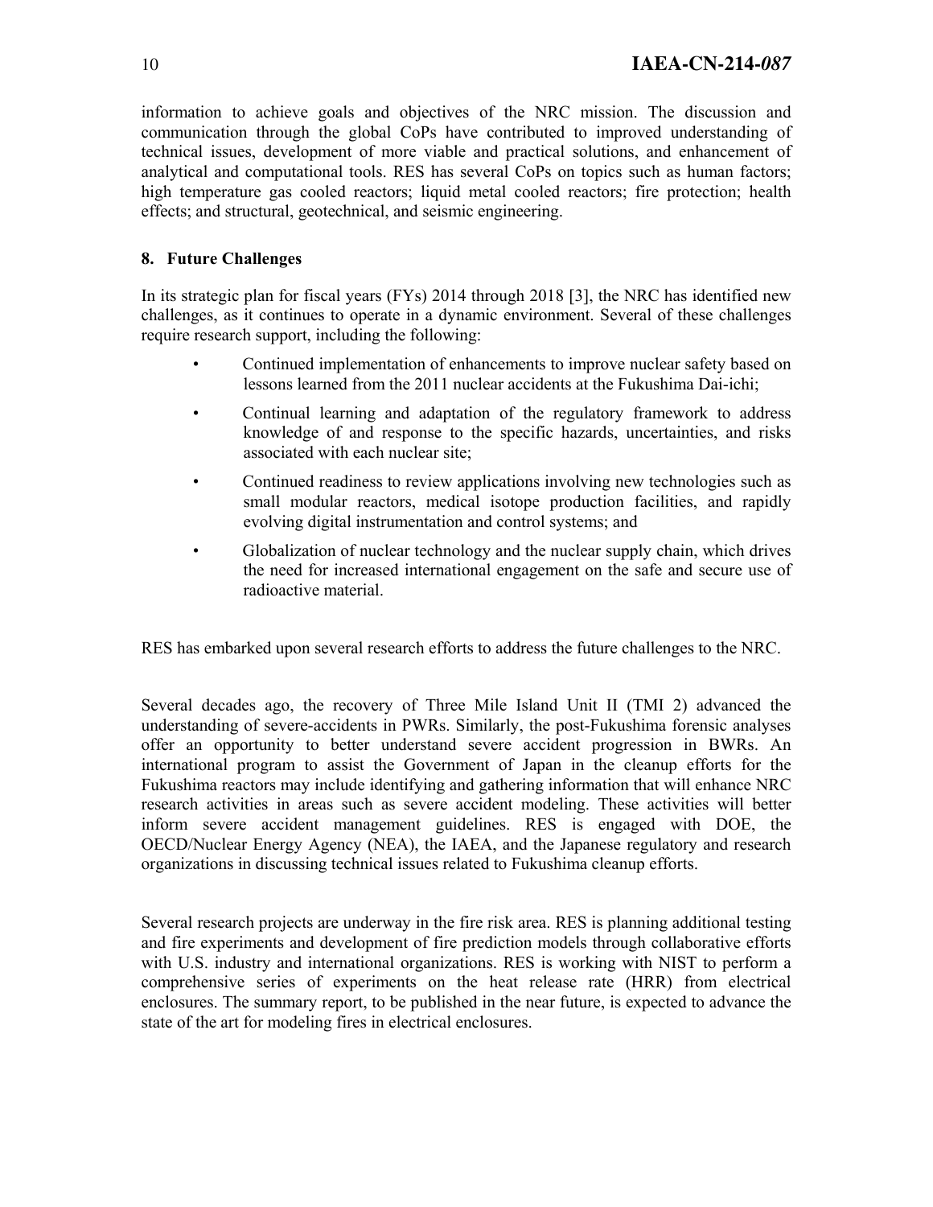information to achieve goals and objectives of the NRC mission. The discussion and communication through the global CoPs have contributed to improved understanding of technical issues, development of more viable and practical solutions, and enhancement of analytical and computational tools. RES has several CoPs on topics such as human factors; high temperature gas cooled reactors; liquid metal cooled reactors; fire protection; health effects; and structural, geotechnical, and seismic engineering.

## 8. Future Challenges

In its strategic plan for fiscal years (FYs) 2014 through 2018 [3], the NRC has identified new challenges, as it continues to operate in a dynamic environment. Several of these challenges require research support, including the following:

- Continued implementation of enhancements to improve nuclear safety based on lessons learned from the 2011 nuclear accidents at the Fukushima Dai-ichi;
- Continual learning and adaptation of the regulatory framework to address knowledge of and response to the specific hazards, uncertainties, and risks associated with each nuclear site;
- Continued readiness to review applications involving new technologies such as small modular reactors, medical isotope production facilities, and rapidly evolving digital instrumentation and control systems; and
- Globalization of nuclear technology and the nuclear supply chain, which drives the need for increased international engagement on the safe and secure use of radioactive material.

RES has embarked upon several research efforts to address the future challenges to the NRC.

Several decades ago, the recovery of Three Mile Island Unit II (TMI 2) advanced the understanding of severe-accidents in PWRs. Similarly, the post-Fukushima forensic analyses offer an opportunity to better understand severe accident progression in BWRs. An international program to assist the Government of Japan in the cleanup efforts for the Fukushima reactors may include identifying and gathering information that will enhance NRC research activities in areas such as severe accident modeling. These activities will better inform severe accident management guidelines. RES is engaged with DOE, the OECD/Nuclear Energy Agency (NEA), the IAEA, and the Japanese regulatory and research organizations in discussing technical issues related to Fukushima cleanup efforts.

Several research projects are underway in the fire risk area. RES is planning additional testing and fire experiments and development of fire prediction models through collaborative efforts with U.S. industry and international organizations. RES is working with NIST to perform a comprehensive series of experiments on the heat release rate (HRR) from electrical enclosures. The summary report, to be published in the near future, is expected to advance the state of the art for modeling fires in electrical enclosures.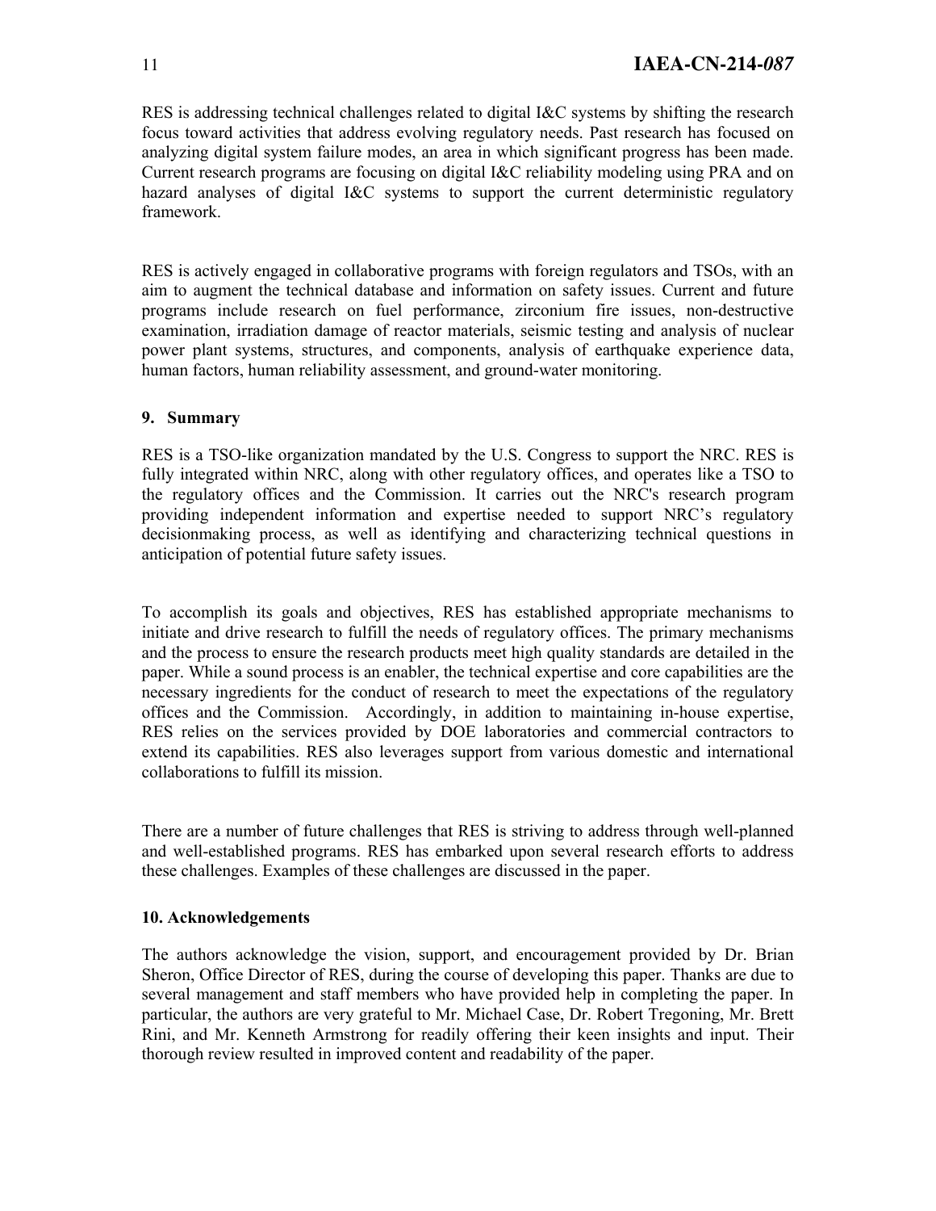RES is addressing technical challenges related to digital I&C systems by shifting the research focus toward activities that address evolving regulatory needs. Past research has focused on analyzing digital system failure modes, an area in which significant progress has been made. Current research programs are focusing on digital I&C reliability modeling using PRA and on hazard analyses of digital I&C systems to support the current deterministic regulatory framework.

RES is actively engaged in collaborative programs with foreign regulators and TSOs, with an aim to augment the technical database and information on safety issues. Current and future programs include research on fuel performance, zirconium fire issues, non-destructive examination, irradiation damage of reactor materials, seismic testing and analysis of nuclear power plant systems, structures, and components, analysis of earthquake experience data, human factors, human reliability assessment, and ground-water monitoring.

## 9. Summary

RES is a TSO-like organization mandated by the U.S. Congress to support the NRC. RES is fully integrated within NRC, along with other regulatory offices, and operates like a TSO to the regulatory offices and the Commission. It carries out the NRC's research program providing independent information and expertise needed to support NRC's regulatory decisionmaking process, as well as identifying and characterizing technical questions in anticipation of potential future safety issues.

To accomplish its goals and objectives, RES has established appropriate mechanisms to initiate and drive research to fulfill the needs of regulatory offices. The primary mechanisms and the process to ensure the research products meet high quality standards are detailed in the paper. While a sound process is an enabler, the technical expertise and core capabilities are the necessary ingredients for the conduct of research to meet the expectations of the regulatory offices and the Commission. Accordingly, in addition to maintaining in-house expertise, RES relies on the services provided by DOE laboratories and commercial contractors to extend its capabilities. RES also leverages support from various domestic and international collaborations to fulfill its mission.

There are a number of future challenges that RES is striving to address through well-planned and well-established programs. RES has embarked upon several research efforts to address these challenges. Examples of these challenges are discussed in the paper.

## 10. Acknowledgements

The authors acknowledge the vision, support, and encouragement provided by Dr. Brian Sheron, Office Director of RES, during the course of developing this paper. Thanks are due to several management and staff members who have provided help in completing the paper. In particular, the authors are very grateful to Mr. Michael Case, Dr. Robert Tregoning, Mr. Brett Rini, and Mr. Kenneth Armstrong for readily offering their keen insights and input. Their thorough review resulted in improved content and readability of the paper.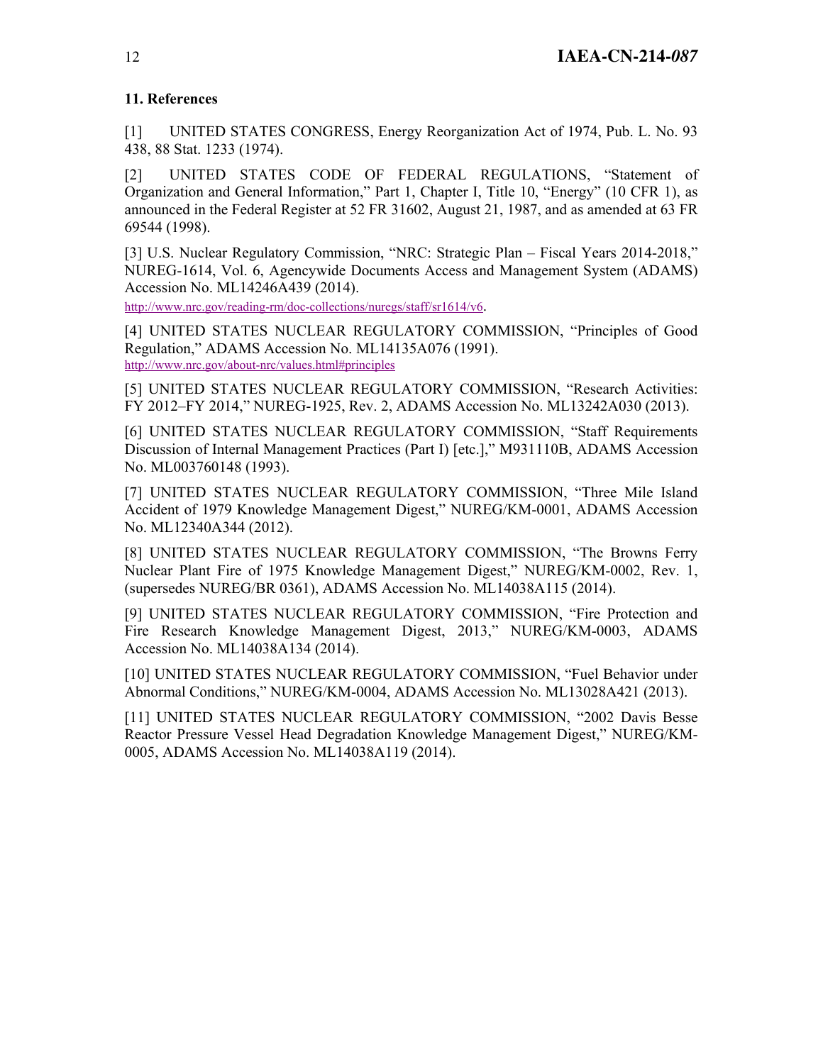### 11. References

[1] UNITED STATES CONGRESS, Energy Reorganization Act of 1974, Pub. L. No. 93 438, 88 Stat. 1233 (1974).

[2] UNITED STATES CODE OF FEDERAL REGULATIONS, "Statement of Organization and General Information," Part 1, Chapter I, Title 10, "Energy" (10 CFR 1), as announced in the Federal Register at 52 FR 31602, August 21, 1987, and as amended at 63 FR 69544 (1998).

[3] U.S. Nuclear Regulatory Commission, "NRC: Strategic Plan – Fiscal Years 2014-2018," NUREG-1614, Vol. 6, Agencywide Documents Access and Management System (ADAMS) Accession No. ML14246A439 (2014). http://www.nrc.gov/reading-rm/doc-collections/nuregs/staff/sr1614/v6.

[4] UNITED STATES NUCLEAR REGULATORY COMMISSION, "Principles of Good Regulation," ADAMS Accession No. ML14135A076 (1991). http://www.nrc.gov/about-nrc/values.html#principles

[5] UNITED STATES NUCLEAR REGULATORY COMMISSION, "Research Activities: FY 2012–FY 2014," NUREG-1925, Rev. 2, ADAMS Accession No. ML13242A030 (2013).

[6] UNITED STATES NUCLEAR REGULATORY COMMISSION, "Staff Requirements Discussion of Internal Management Practices (Part I) [etc.]," M931110B, ADAMS Accession No. ML003760148 (1993).

[7] UNITED STATES NUCLEAR REGULATORY COMMISSION, "Three Mile Island Accident of 1979 Knowledge Management Digest," NUREG/KM-0001, ADAMS Accession No. ML12340A344 (2012).

[8] UNITED STATES NUCLEAR REGULATORY COMMISSION, "The Browns Ferry Nuclear Plant Fire of 1975 Knowledge Management Digest," NUREG/KM-0002, Rev. 1, (supersedes NUREG/BR 0361), ADAMS Accession No. ML14038A115 (2014).

[9] UNITED STATES NUCLEAR REGULATORY COMMISSION, "Fire Protection and Fire Research Knowledge Management Digest, 2013," NUREG/KM-0003, ADAMS Accession No. ML14038A134 (2014).

[10] UNITED STATES NUCLEAR REGULATORY COMMISSION, "Fuel Behavior under Abnormal Conditions," NUREG/KM-0004, ADAMS Accession No. ML13028A421 (2013).

[11] UNITED STATES NUCLEAR REGULATORY COMMISSION, "2002 Davis Besse Reactor Pressure Vessel Head Degradation Knowledge Management Digest," NUREG/KM-0005, ADAMS Accession No. ML14038A119 (2014).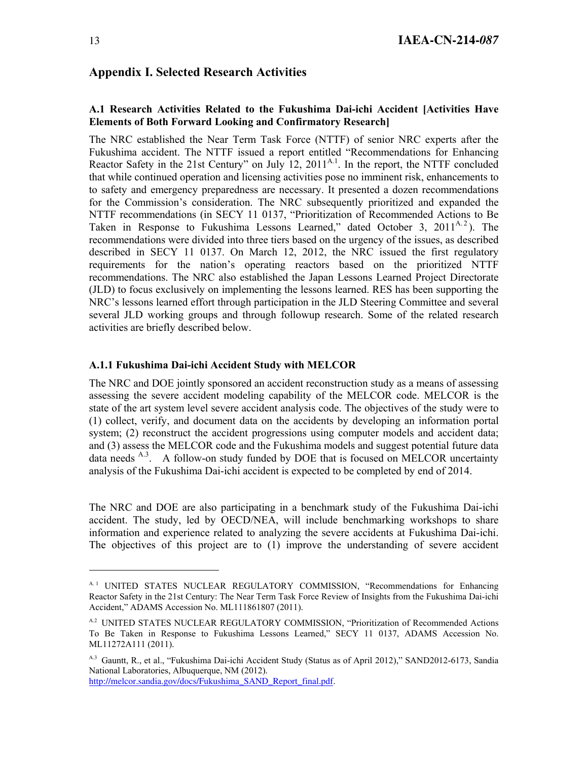## Appendix I. Selected Research Activities

### A.1 Research Activities Related to the Fukushima Dai-ichi Accident [Activities Have Elements of Both Forward Looking and Confirmatory Research]

The NRC established the Near Term Task Force (NTTF) of senior NRC experts after the Fukushima accident. The NTTF issued a report entitled "Recommendations for Enhancing Reactor Safety in the 21st Century" on July 12, 2011[A.1]. In the report, the NTTF concluded that while continued operation and licensing activities pose no imminent risk, enhancements to to safety and emergency preparedness are necessary. It presented a dozen recommendations for the Commission's consideration. The NRC subsequently prioritized and expanded the NTTF recommendations (in SECY 11 0137, "Prioritization of Recommended Actions to Be Taken in Response to Fukushima Lessons Learned," dated October 3, 2011[A.2]). The recommendations were divided into three tiers based on the urgency of the issues, as described described in SECY 11 0137. On March 12, 2012, the NRC issued the first regulatory requirements for the nation's operating reactors based on the prioritized NTTF recommendations. The NRC also established the Japan Lessons Learned Project Directorate (JLD) to focus exclusively on implementing the lessons learned. RES has been supporting the NRC's lessons learned effort through participation in the JLD Steering Committee and several several JLD working groups and through followup research. Some of the related research activities are briefly described below.

#### A.1.1 Fukushima Dai-ichi Accident Study with MELCOR

The NRC and DOE jointly sponsored an accident reconstruction study as a means of assessing assessing the severe accident modeling capability of the MELCOR code. MELCOR is the state of the art system level severe accident analysis code. The objectives of the study were to (1) collect, verify, and document data on the accidents by developing an information portal system; (2) reconstruct the accident progressions using computer models and accident data; and (3) assess the MELCOR code and the Fukushima models and suggest potential future data data needs [A.3]. A follow-on study funded by DOE that is focused on MELCOR uncertainty analysis of the Fukushima Dai-ichi accident is expected to be completed by end of 2014.

The NRC and DOE are also participating in a benchmark study of the Fukushima Dai-ichi accident. The study, led by OECD/NEA, will include benchmarking workshops to share information and experience related to analyzing the severe accidents at Fukushima Dai-ichi. The objectives of this project are to (1) improve the understanding of severe accident

---

[A.1] UNITED STATES NUCLEAR REGULATORY COMMISSION, "Recommendations for Enhancing Reactor Safety in the 21st Century: The Near Term Task Force Review of Insights from the Fukushima Dai-ichi Accident," ADAMS Accession No. ML111861807 (2011).

[A.2] UNITED STATES NUCLEAR REGULATORY COMMISSION, "Prioritization of Recommended Actions To Be Taken in Response to Fukushima Lessons Learned," SECY 11 0137, ADAMS Accession No. ML11272A111 (2011).

[A.3] Gauntt, R., et al., "Fukushima Dai-ichi Accident Study (Status as of April 2012)," SAND2012-6173, Sandia National Laboratories, Albuquerque, NM (2012). http://melcor.sandia.gov/docs/Fukushima_SAND_Report_final.pdf.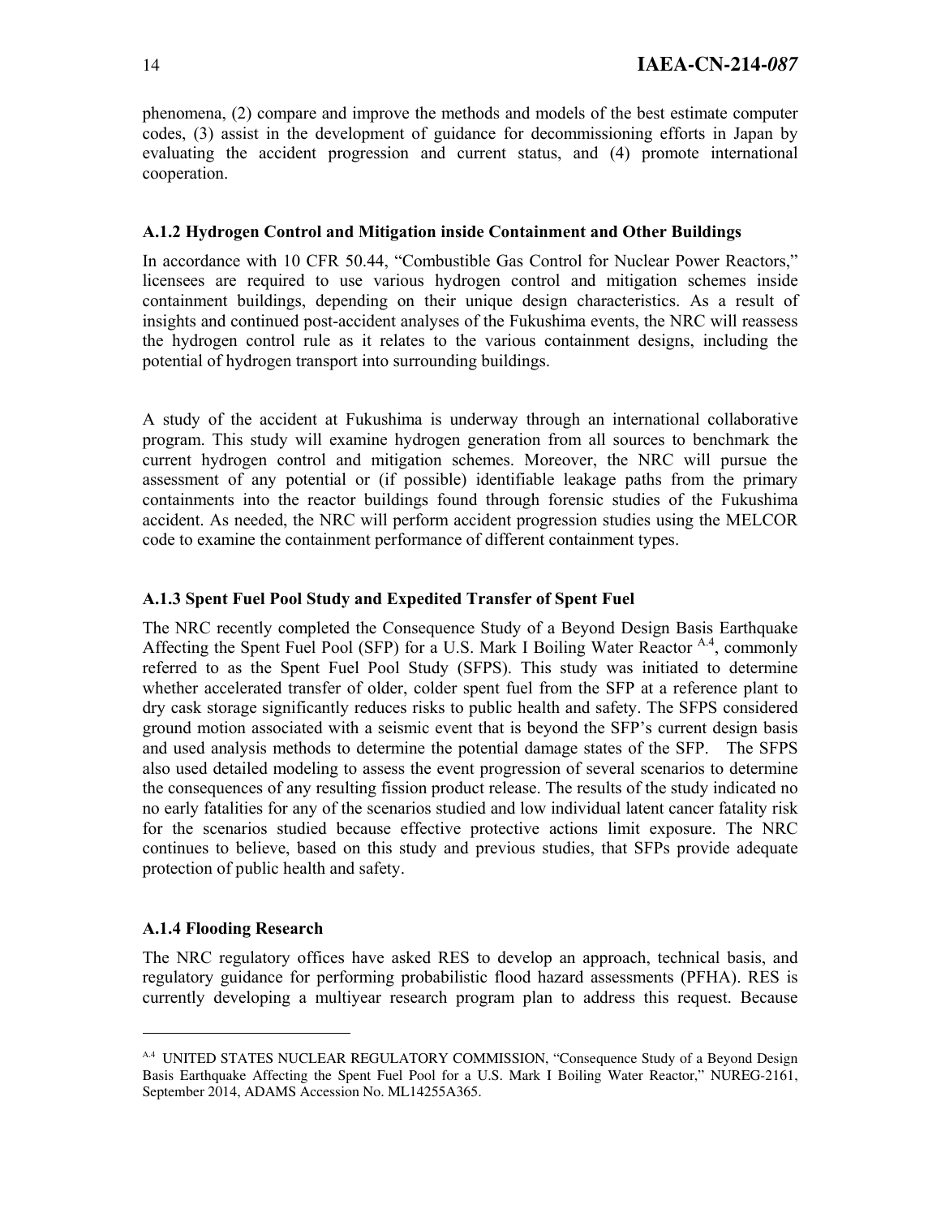phenomena, (2) compare and improve the methods and models of the best estimate computer codes, (3) assist in the development of guidance for decommissioning efforts in Japan by evaluating the accident progression and current status, and (4) promote international cooperation.

### A.1.2 Hydrogen Control and Mitigation inside Containment and Other Buildings

In accordance with 10 CFR 50.44, "Combustible Gas Control for Nuclear Power Reactors," licensees are required to use various hydrogen control and mitigation schemes inside containment buildings, depending on their unique design characteristics. As a result of insights and continued post-accident analyses of the Fukushima events, the NRC will reassess the hydrogen control rule as it relates to the various containment designs, including the potential of hydrogen transport into surrounding buildings.

A study of the accident at Fukushima is underway through an international collaborative program. This study will examine hydrogen generation from all sources to benchmark the current hydrogen control and mitigation schemes. Moreover, the NRC will pursue the assessment of any potential or (if possible) identifiable leakage paths from the primary containments into the reactor buildings found through forensic studies of the Fukushima accident. As needed, the NRC will perform accident progression studies using the MELCOR code to examine the containment performance of different containment types.

### A.1.3 Spent Fuel Pool Study and Expedited Transfer of Spent Fuel

The NRC recently completed the Consequence Study of a Beyond Design Basis Earthquake Affecting the Spent Fuel Pool (SFP) for a U.S. Mark I Boiling Water Reactor [A.4], commonly referred to as the Spent Fuel Pool Study (SFPS). This study was initiated to determine whether accelerated transfer of older, colder spent fuel from the SFP at a reference plant to dry cask storage significantly reduces risks to public health and safety. The SFPS considered ground motion associated with a seismic event that is beyond the SFP's current design basis and used analysis methods to determine the potential damage states of the SFP. The SFPS also used detailed modeling to assess the event progression of several scenarios to determine the consequences of any resulting fission product release. The results of the study indicated no no early fatalities for any of the scenarios studied and low individual latent cancer fatality risk for the scenarios studied because effective protective actions limit exposure. The NRC continues to believe, based on this study and previous studies, that SFPs provide adequate protection of public health and safety.

### A.1.4 Flooding Research

The NRC regulatory offices have asked RES to develop an approach, technical basis, and regulatory guidance for performing probabilistic flood hazard assessments (PFHA). RES is currently developing a multiyear research program plan to address this request. Because

---

[A.4] UNITED STATES NUCLEAR REGULATORY COMMISSION, "Consequence Study of a Beyond Design Basis Earthquake Affecting the Spent Fuel Pool for a U.S. Mark I Boiling Water Reactor," NUREG-2161, September 2014, ADAMS Accession No. ML14255A365.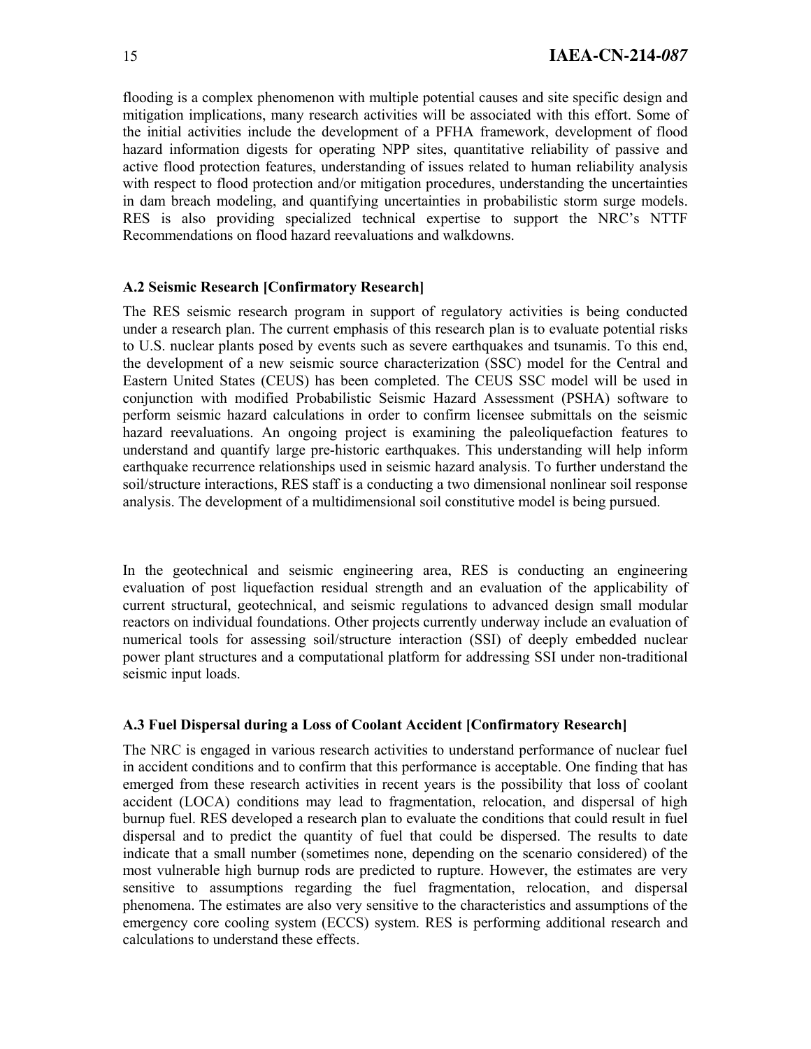flooding is a complex phenomenon with multiple potential causes and site specific design and mitigation implications, many research activities will be associated with this effort. Some of the initial activities include the development of a PFHA framework, development of flood hazard information digests for operating NPP sites, quantitative reliability of passive and active flood protection features, understanding of issues related to human reliability analysis with respect to flood protection and/or mitigation procedures, understanding the uncertainties in dam breach modeling, and quantifying uncertainties in probabilistic storm surge models. RES is also providing specialized technical expertise to support the NRC's NTTF Recommendations on flood hazard reevaluations and walkdowns.

### A.2 Seismic Research [Confirmatory Research]

The RES seismic research program in support of regulatory activities is being conducted under a research plan. The current emphasis of this research plan is to evaluate potential risks to U.S. nuclear plants posed by events such as severe earthquakes and tsunamis. To this end, the development of a new seismic source characterization (SSC) model for the Central and Eastern United States (CEUS) has been completed. The CEUS SSC model will be used in conjunction with modified Probabilistic Seismic Hazard Assessment (PSHA) software to perform seismic hazard calculations in order to confirm licensee submittals on the seismic hazard reevaluations. An ongoing project is examining the paleoliquefaction features to understand and quantify large pre-historic earthquakes. This understanding will help inform earthquake recurrence relationships used in seismic hazard analysis. To further understand the soil/structure interactions, RES staff is a conducting a two dimensional nonlinear soil response analysis. The development of a multidimensional soil constitutive model is being pursued.

In the geotechnical and seismic engineering area, RES is conducting an engineering evaluation of post liquefaction residual strength and an evaluation of the applicability of current structural, geotechnical, and seismic regulations to advanced design small modular reactors on individual foundations. Other projects currently underway include an evaluation of numerical tools for assessing soil/structure interaction (SSI) of deeply embedded nuclear power plant structures and a computational platform for addressing SSI under non-traditional seismic input loads.

### A.3 Fuel Dispersal during a Loss of Coolant Accident [Confirmatory Research]

The NRC is engaged in various research activities to understand performance of nuclear fuel in accident conditions and to confirm that this performance is acceptable. One finding that has emerged from these research activities in recent years is the possibility that loss of coolant accident (LOCA) conditions may lead to fragmentation, relocation, and dispersal of high burnup fuel. RES developed a research plan to evaluate the conditions that could result in fuel dispersal and to predict the quantity of fuel that could be dispersed. The results to date indicate that a small number (sometimes none, depending on the scenario considered) of the most vulnerable high burnup rods are predicted to rupture. However, the estimates are very sensitive to assumptions regarding the fuel fragmentation, relocation, and dispersal phenomena. The estimates are also very sensitive to the characteristics and assumptions of the emergency core cooling system (ECCS) system. RES is performing additional research and calculations to understand these effects.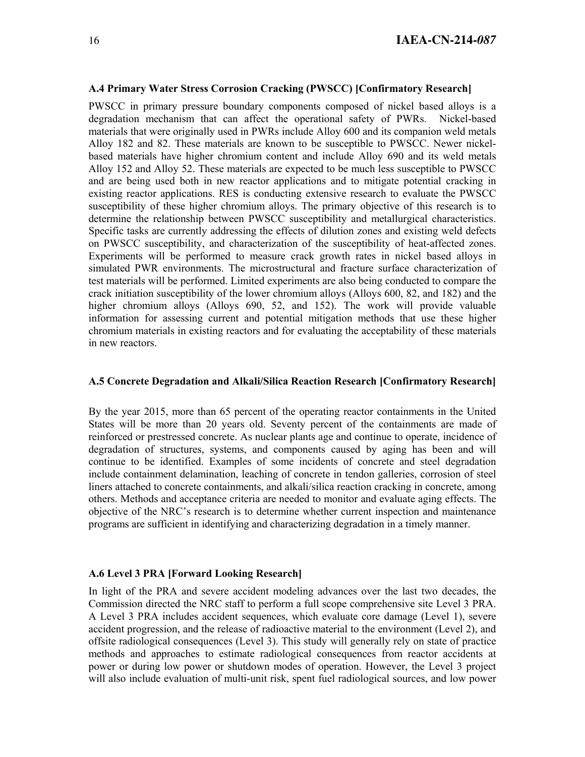### A.4 Primary Water Stress Corrosion Cracking (PWSCC) [Confirmatory Research]

PWSCC in primary pressure boundary components composed of nickel based alloys is a degradation mechanism that can affect the operational safety of PWRs. Nickel-based materials that were originally used in PWRs include Alloy 600 and its companion weld metals Alloy 182 and 82. These materials are known to be susceptible to PWSCC. Newer nickel-based materials have higher chromium content and include Alloy 690 and its weld metals Alloy 152 and Alloy 52. These materials are expected to be much less susceptible to PWSCC and are being used both in new reactor applications and to mitigate potential cracking in existing reactor applications. RES is conducting extensive research to evaluate the PWSCC susceptibility of these higher chromium alloys. The primary objective of this research is to determine the relationship between PWSCC susceptibility and metallurgical characteristics. Specific tasks are currently addressing the effects of dilution zones and existing weld defects on PWSCC susceptibility, and characterization of the susceptibility of heat-affected zones. Experiments will be performed to measure crack growth rates in nickel based alloys in simulated PWR environments. The microstructural and fracture surface characterization of test materials will be performed. Limited experiments are also being conducted to compare the crack initiation susceptibility of the lower chromium alloys (Alloys 600, 82, and 182) and the higher chromium alloys (Alloys 690, 52, and 152). The work will provide valuable information for assessing current and potential mitigation methods that use these higher chromium materials in existing reactors and for evaluating the acceptability of these materials in new reactors.

### A.5 Concrete Degradation and Alkali/Silica Reaction Research [Confirmatory Research]

By the year 2015, more than 65 percent of the operating reactor containments in the United States will be more than 20 years old. Seventy percent of the containments are made of reinforced or prestressed concrete. As nuclear plants age and continue to operate, incidence of degradation of structures, systems, and components caused by aging has been and will continue to be identified. Examples of some incidents of concrete and steel degradation include containment delamination, leaching of concrete in tendon galleries, corrosion of steel liners attached to concrete containments, and alkali/silica reaction cracking in concrete, among others. Methods and acceptance criteria are needed to monitor and evaluate aging effects. The objective of the NRC's research is to determine whether current inspection and maintenance programs are sufficient in identifying and characterizing degradation in a timely manner.

### A.6 Level 3 PRA [Forward Looking Research]

In light of the PRA and severe accident modeling advances over the last two decades, the Commission directed the NRC staff to perform a full scope comprehensive site Level 3 PRA. A Level 3 PRA includes accident sequences, which evaluate core damage (Level 1), severe accident progression, and the release of radioactive material to the environment (Level 2), and offsite radiological consequences (Level 3). This study will generally rely on state of practice methods and approaches to estimate radiological consequences from reactor accidents at power or during low power or shutdown modes of operation. However, the Level 3 project will also include evaluation of multi-unit risk, spent fuel radiological sources, and low power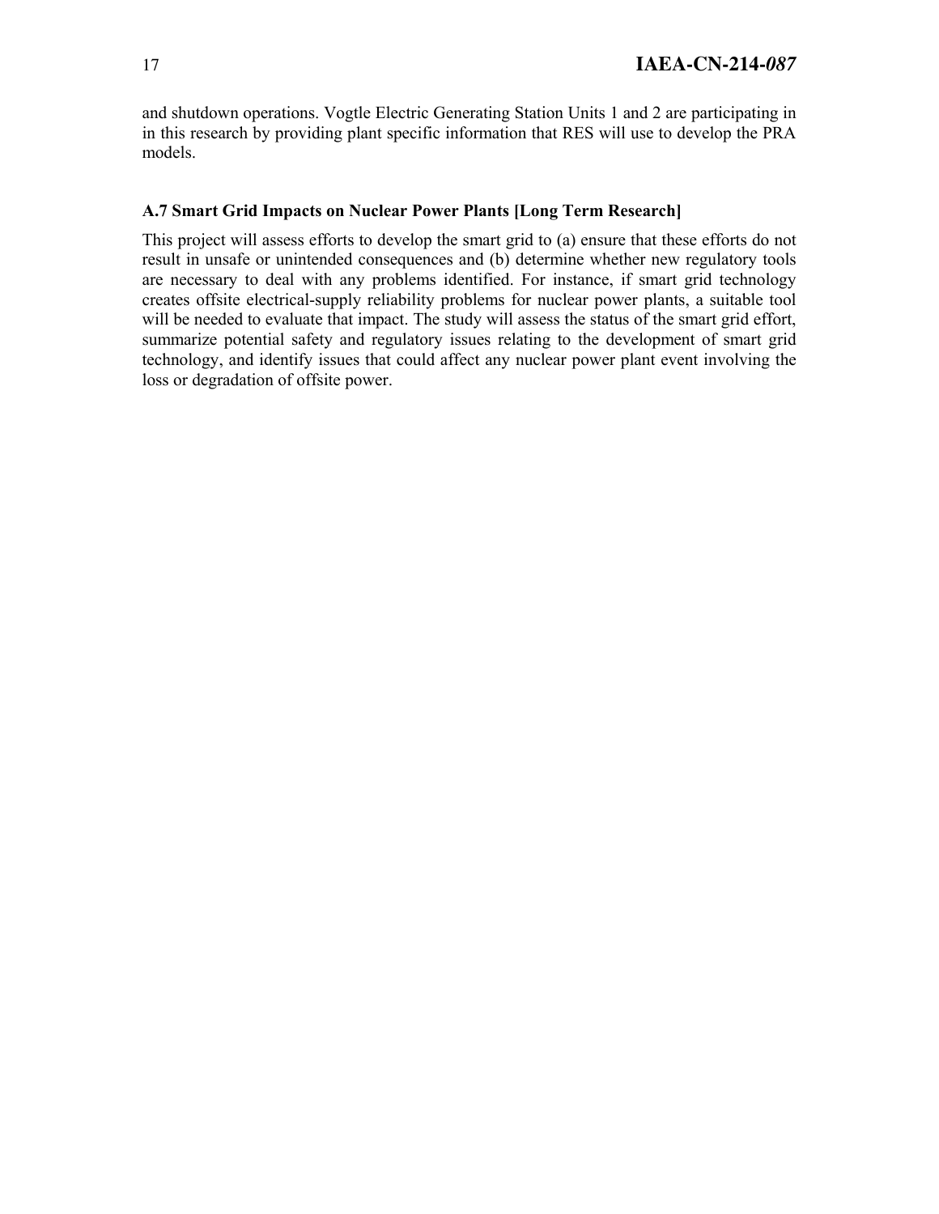and shutdown operations. Vogtle Electric Generating Station Units 1 and 2 are participating in in this research by providing plant specific information that RES will use to develop the PRA models.

### A.7 Smart Grid Impacts on Nuclear Power Plants [Long Term Research]

This project will assess efforts to develop the smart grid to (a) ensure that these efforts do not result in unsafe or unintended consequences and (b) determine whether new regulatory tools are necessary to deal with any problems identified. For instance, if smart grid technology creates offsite electrical-supply reliability problems for nuclear power plants, a suitable tool will be needed to evaluate that impact. The study will assess the status of the smart grid effort, summarize potential safety and regulatory issues relating to the development of smart grid technology, and identify issues that could affect any nuclear power plant event involving the loss or degradation of offsite power.